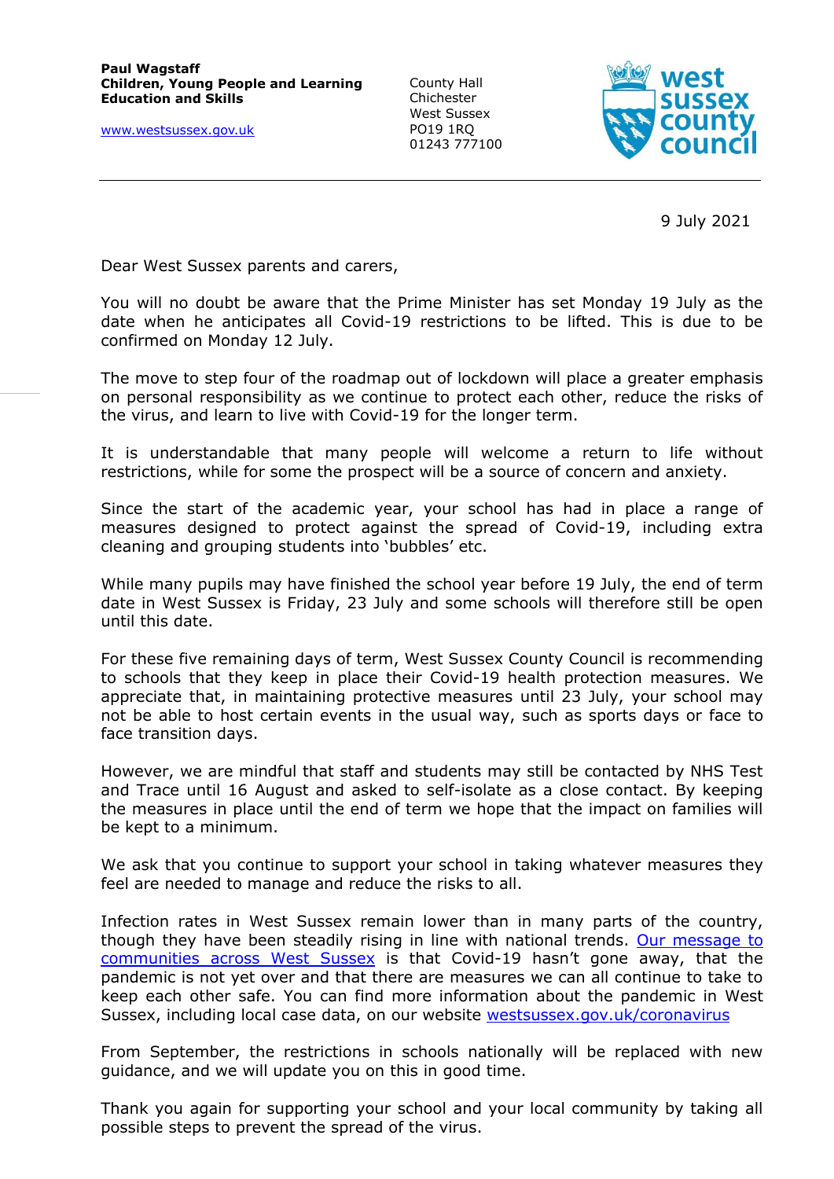**Paul Wagstaff**
**Children, Young People and Learning**
**Education and Skills**

[www.westsussex.gov.uk](http://www.westsussex.gov.uk)

County Hall
Chichester
West Sussex
PO19 1RQ
01243 777100

west sussex county council

9 July 2021

Dear West Sussex parents and carers,

You will no doubt be aware that the Prime Minister has set Monday 19 July as the date when he anticipates all Covid-19 restrictions to be lifted. This is due to be confirmed on Monday 12 July.

The move to step four of the roadmap out of lockdown will place a greater emphasis on personal responsibility as we continue to protect each other, reduce the risks of the virus, and learn to live with Covid-19 for the longer term.

It is understandable that many people will welcome a return to life without restrictions, while for some the prospect will be a source of concern and anxiety.

Since the start of the academic year, your school has had in place a range of measures designed to protect against the spread of Covid-19, including extra cleaning and grouping students into 'bubbles' etc.

While many pupils may have finished the school year before 19 July, the end of term date in West Sussex is Friday, 23 July and some schools will therefore still be open until this date.

For these five remaining days of term, West Sussex County Council is recommending to schools that they keep in place their Covid-19 health protection measures. We appreciate that, in maintaining protective measures until 23 July, your school may not be able to host certain events in the usual way, such as sports days or face to face transition days.

However, we are mindful that staff and students may still be contacted by NHS Test and Trace until 16 August and asked to self-isolate as a close contact. By keeping the measures in place until the end of term we hope that the impact on families will be kept to a minimum.

We ask that you continue to support your school in taking whatever measures they feel are needed to manage and reduce the risks to all.

Infection rates in West Sussex remain lower than in many parts of the country, though they have been steadily rising in line with national trends. Our message to communities across West Sussex is that Covid-19 hasn't gone away, that the pandemic is not yet over and that there are measures we can all continue to take to keep each other safe. You can find more information about the pandemic in West Sussex, including local case data, on our website westsussex.gov.uk/coronavirus

From September, the restrictions in schools nationally will be replaced with new guidance, and we will update you on this in good time.

Thank you again for supporting your school and your local community by taking all possible steps to prevent the spread of the virus.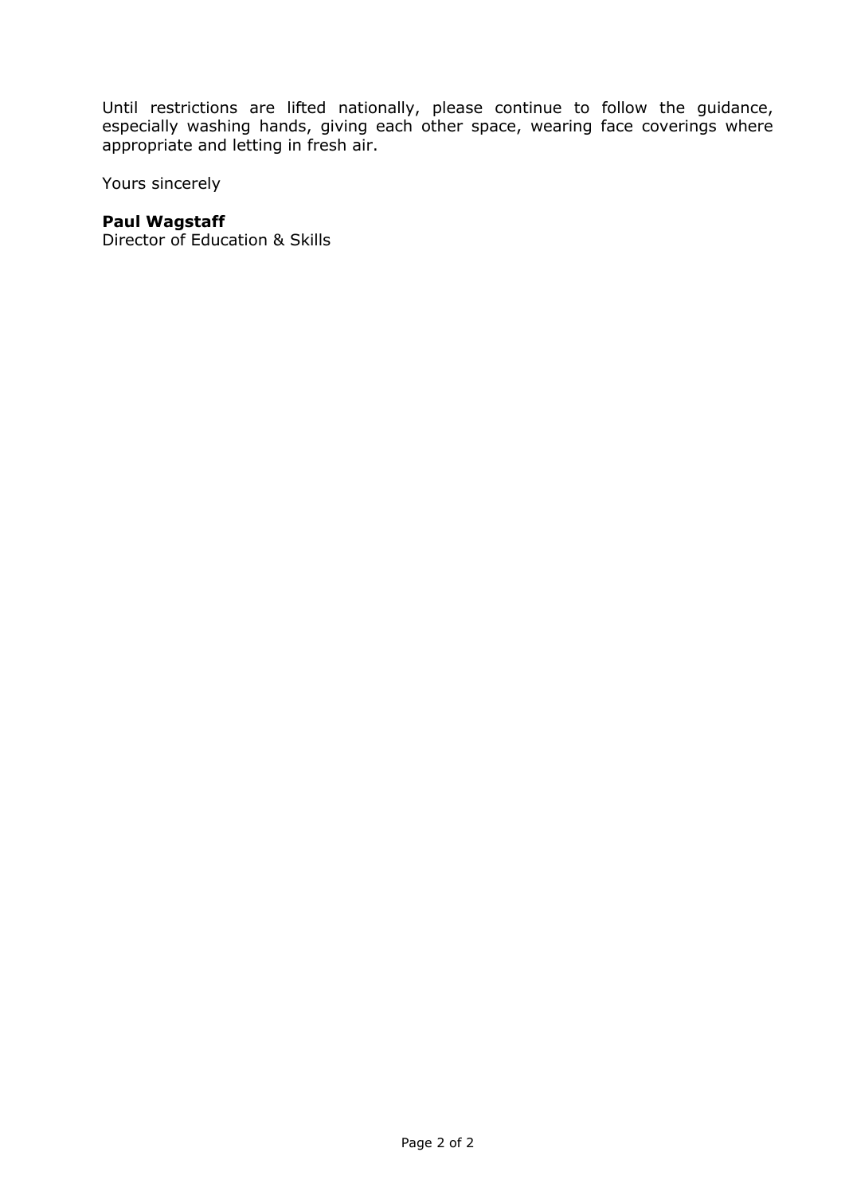Until restrictions are lifted nationally, please continue to follow the guidance, especially washing hands, giving each other space, wearing face coverings where appropriate and letting in fresh air.

Yours sincerely

**Paul Wagstaff**
Director of Education & Skills